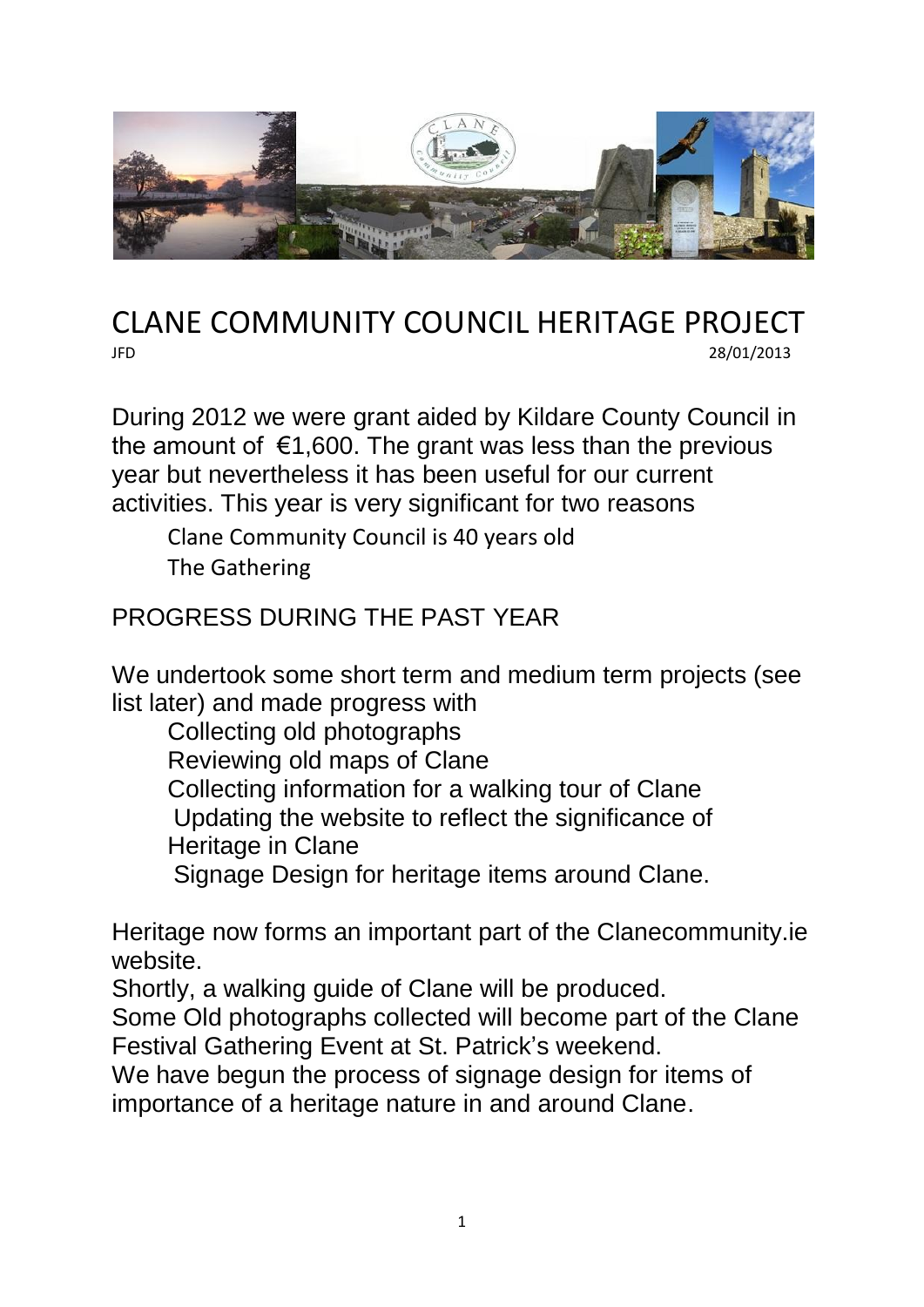# CLANE COMMUNITY COUNCIL HERITAGE PROJECT

JFD 28/01/2013

During 2012 we were grant aided by Kildare County Council in the amount of €1,600. The grant was less than the previous year but nevertheless it has been useful for our current activities. This year is very significant for two reasons

- Clane Community Council is 40 years old
- The Gathering

## PROGRESS DURING THE PAST YEAR

We undertook some short term and medium term projects (see list later) and made progress with

- Collecting old photographs
- Reviewing old maps of Clane
- Collecting information for a walking tour of Clane
- Updating the website to reflect the significance of Heritage in Clane
- Signage Design for heritage items around Clane.

Heritage now forms an important part of the Clanecommunity.ie website.

Shortly, a walking guide of Clane will be produced.

Some Old photographs collected will become part of the Clane Festival Gathering Event at St. Patrick's weekend.

We have begun the process of signage design for items of importance of a heritage nature in and around Clane.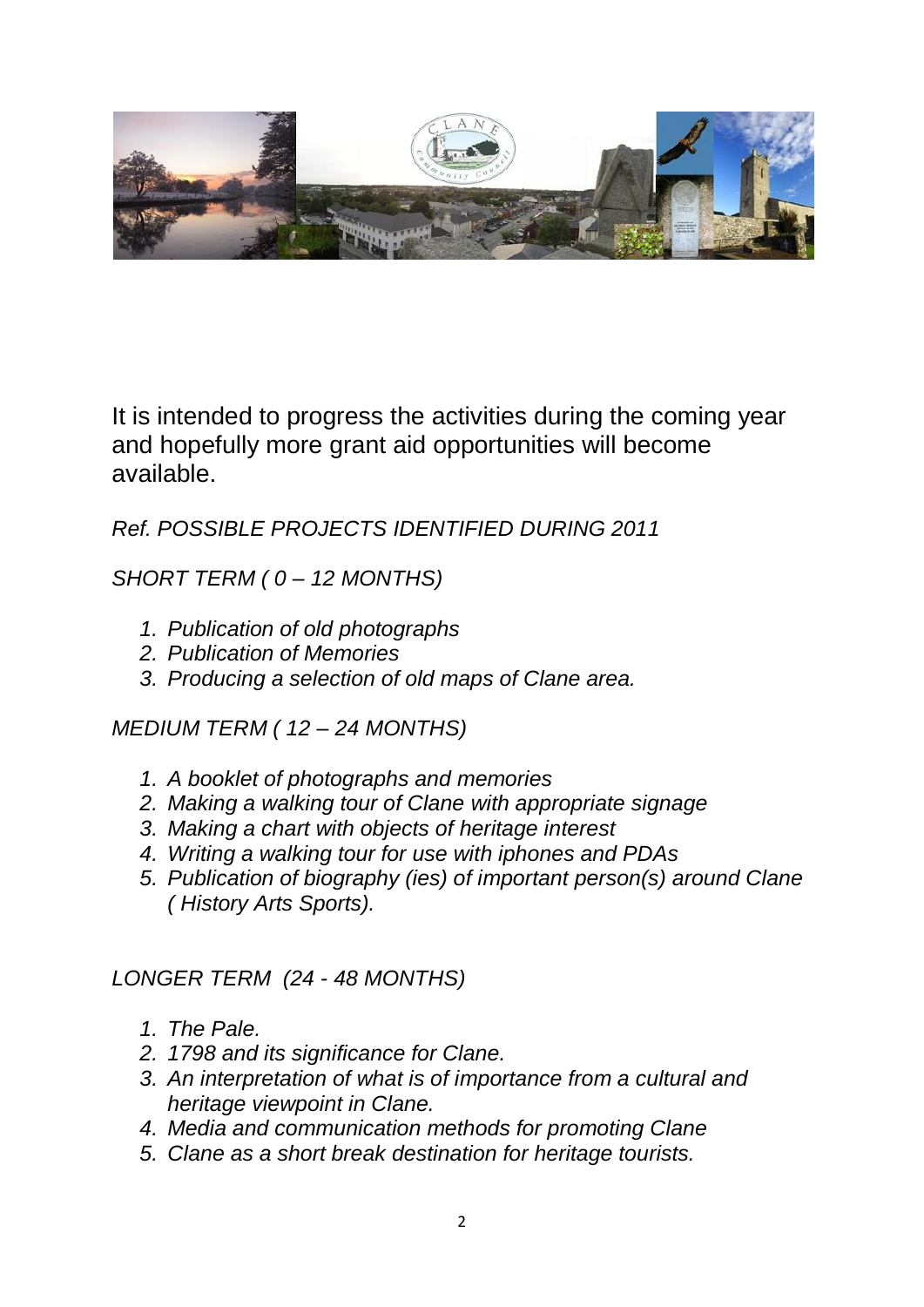It is intended to progress the activities during the coming year and hopefully more grant aid opportunities will become available.

*Ref. POSSIBLE PROJECTS IDENTIFIED DURING 2011*

*SHORT TERM ( 0 – 12 MONTHS)*

1. *Publication of old photographs*
2. *Publication of Memories*
3. *Producing a selection of old maps of Clane area.*

*MEDIUM TERM ( 12 – 24 MONTHS)*

1. *A booklet of photographs and memories*
2. *Making a walking tour of Clane with appropriate signage*
3. *Making a chart with objects of heritage interest*
4. *Writing a walking tour for use with iphones and PDAs*
5. *Publication of biography (ies) of important person(s) around Clane ( History Arts Sports).*

*LONGER TERM (24 - 48 MONTHS)*

1. *The Pale.*
2. *1798 and its significance for Clane.*
3. *An interpretation of what is of importance from a cultural and heritage viewpoint in Clane.*
4. *Media and communication methods for promoting Clane*
5. *Clane as a short break destination for heritage tourists.*